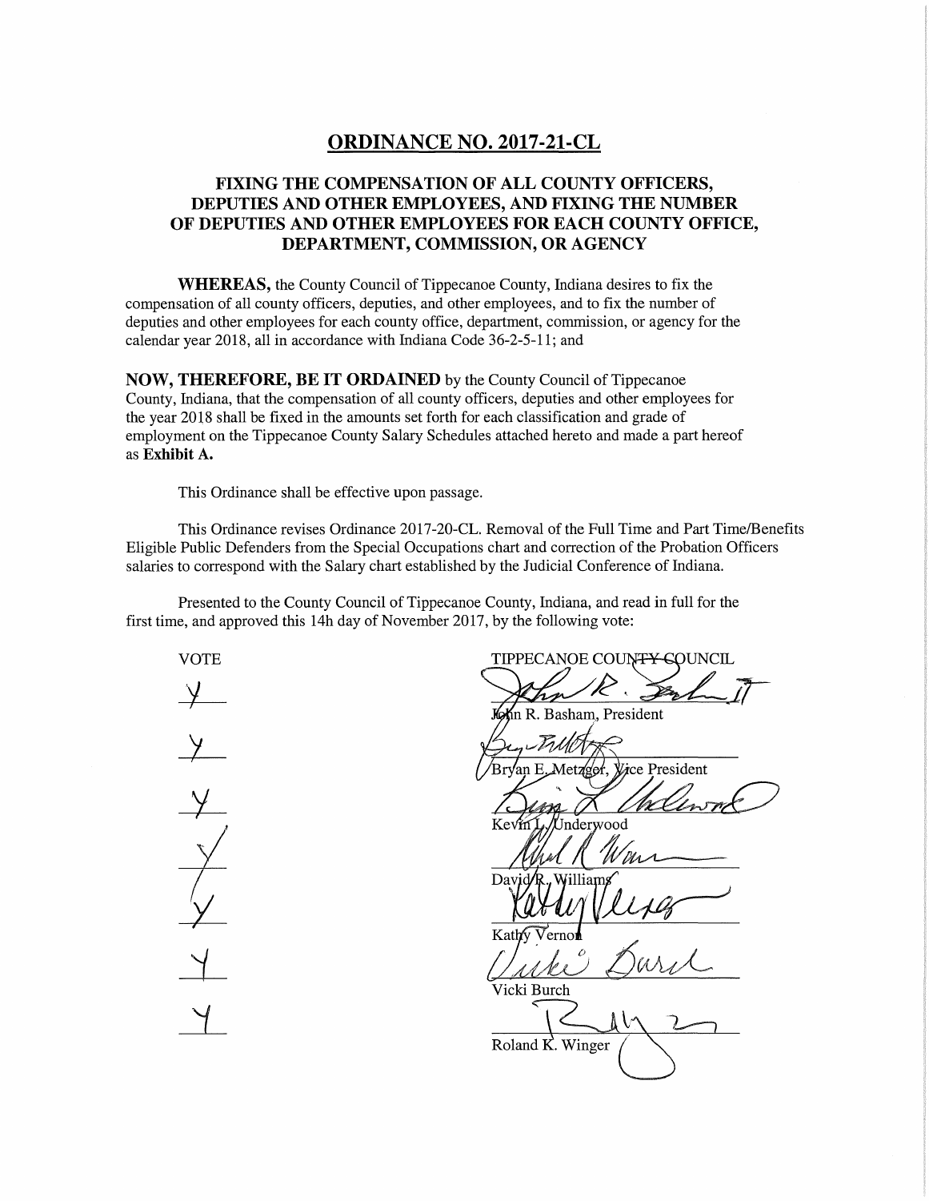# ORDINANCE NO. 2017-21-CL

## FIXING THE COMPENSATION OF ALL COUNTY OFFICERS, DEPUTIES AND OTHER EMPLOYEES, AND FIXING THE NUMBER OF DEPUTIES AND OTHER EMPLOYEES FOR EACH COUNTY OFFICE, DEPARTMENT, COMMISSION, OR AGENCY

**WHEREAS,** the County Council of Tippecanoe County, Indiana desires to fix the compensation of all county officers, deputies, and other employees, and to fix the number of deputies and other employees for each county office, department, commission, or agency for the calendar year 2018, all in accordance with Indiana Code 36-2-5-11; and

**NOW, THEREFORE, BE IT ORDAINED** by the County Council of Tippecanoe County, Indiana, that the compensation of all county officers, deputies and other employees for the year 2018 shall be fixed in the amounts set forth for each classification and grade of employment on the Tippecanoe County Salary Schedules attached hereto and made a part hereof as **Exhibit A.**

This Ordinance shall be effective upon passage.

This Ordinance revises Ordinance 2017-20-CL. Removal of the Full Time and Part Time/Benefits Eligible Public Defenders from the Special Occupations chart and correction of the Probation Officers salaries to correspond with the Salary chart established by the Judicial Conference of Indiana.

Presented to the County Council of Tippecanoe County, Indiana, and read in full for the first time, and approved this 14h day of November 2017, by the following vote:

| VOTE | TIPPECANOE COUNTY COUNCIL |
|---|---|
| Y | John R. Basham, President |
| Y | Bryan E. Metzger, Vice President |
| Y | Kevin L. Underwood |
| Y | David R. Williams |
| Y | Kathy Vernon |
| Y | Vicki Burch |
| Y | Roland K. Winger |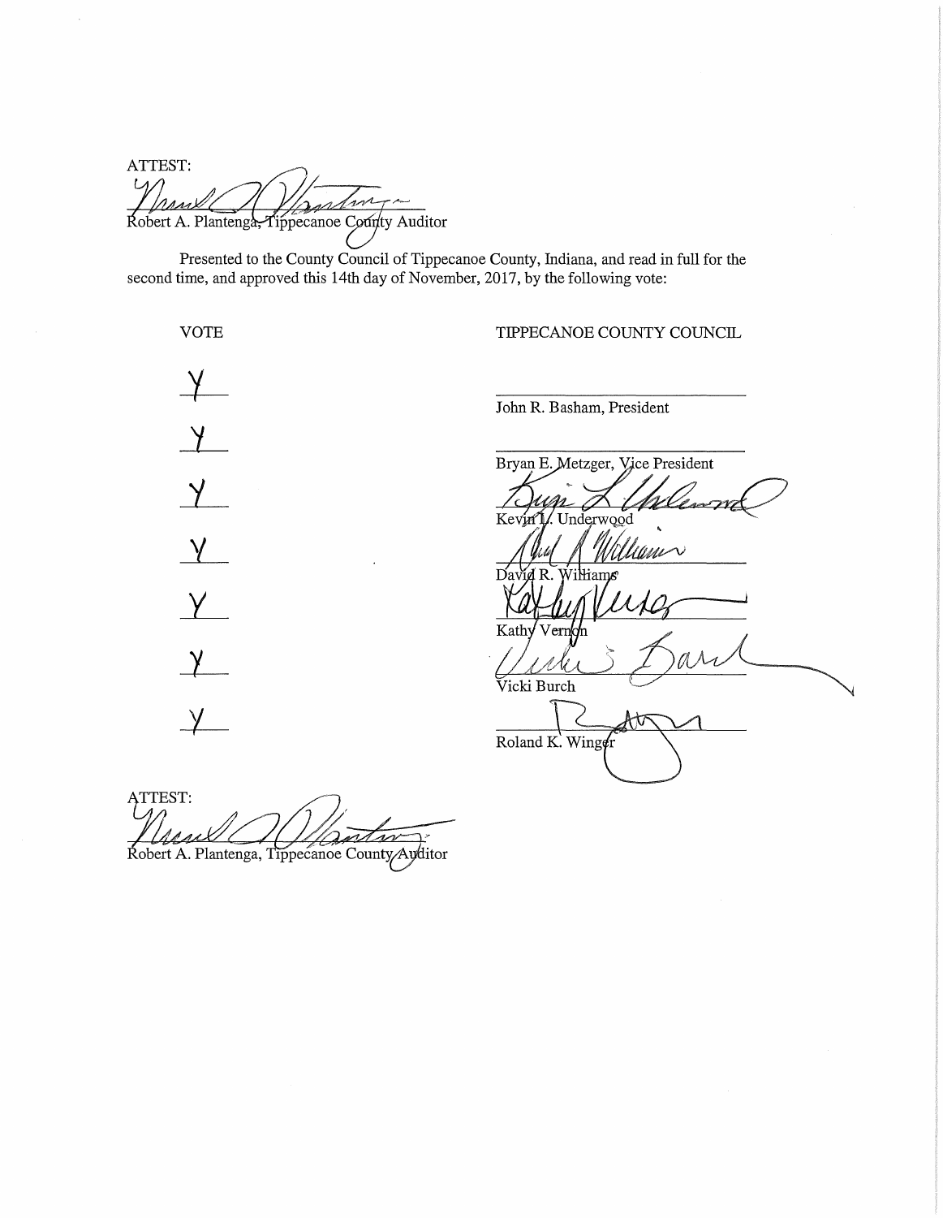ATTEST:

Robert A. Plantenga, Tippecanoe County Auditor

Presented to the County Council of Tippecanoe County, Indiana, and read in full for the second time, and approved this 14th day of November, 2017, by the following vote:

| VOTE | TIPPECANOE COUNTY COUNCIL |
|---|---|
| Y | John R. Basham, President |
| Y | Bryan E. Metzger, Vice President |
| Y | Kevin L. Underwood |
| Y | David R. Williams |
| Y | Kathy Vernon |
| Y | Vicki Burch |
| Y | Roland K. Winger |

ATTEST:

Robert A. Plantenga, Tippecanoe County Auditor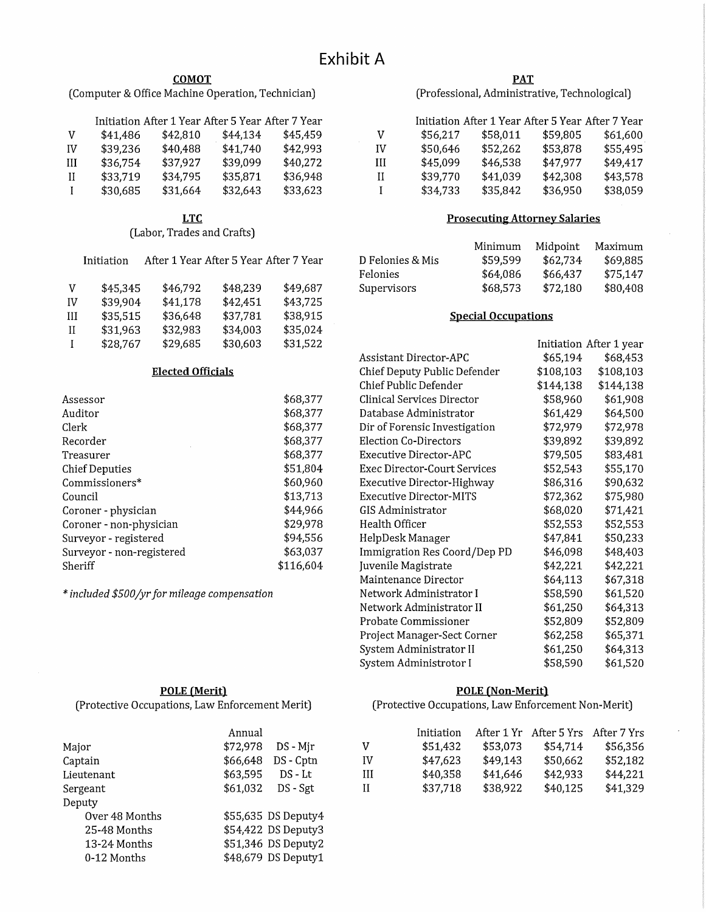# Exhibit A

## COMOT

(Computer & Office Machine Operation, Technician)

| | Initiation | After 1 Year | After 5 Year | After 7 Year |
|---|---|---|---|---|
| V | $41,486 | $42,810 | $44,134 | $45,459 |
| IV | $39,236 | $40,488 | $41,740 | $42,993 |
| III | $36,754 | $37,927 | $39,099 | $40,272 |
| II | $33,719 | $34,795 | $35,871 | $36,948 |
| I | $30,685 | $31,664 | $32,643 | $33,623 |

## PAT

(Professional, Administrative, Technological)

| | Initiation | After 1 Year | After 5 Year | After 7 Year |
|---|---|---|---|---|
| V | $56,217 | $58,011 | $59,805 | $61,600 |
| IV | $50,646 | $52,262 | $53,878 | $55,495 |
| III | $45,099 | $46,538 | $47,977 | $49,417 |
| II | $39,770 | $41,039 | $42,308 | $43,578 |
| I | $34,733 | $35,842 | $36,950 | $38,059 |

## LTC

(Labor, Trades and Crafts)

| | Initiation | After 1 Year | After 5 Year | After 7 Year |
|---|---|---|---|---|
| V | $45,345 | $46,792 | $48,239 | $49,687 |
| IV | $39,904 | $41,178 | $42,451 | $43,725 |
| III | $35,515 | $36,648 | $37,781 | $38,915 |
| II | $31,963 | $32,983 | $34,003 | $35,024 |
| I | $28,767 | $29,685 | $30,603 | $31,522 |

## Prosecuting Attorney Salaries

| | Minimum | Midpoint | Maximum |
|---|---|---|---|
| D Felonies & Mis | $59,599 | $62,734 | $69,885 |
| Felonies | $64,086 | $66,437 | $75,147 |
| Supervisors | $68,573 | $72,180 | $80,408 |

## Elected Officials

| | |
|---|---|
| Assessor | $68,377 |
| Auditor | $68,377 |
| Clerk | $68,377 |
| Recorder | $68,377 |
| Treasurer | $68,377 |
| Chief Deputies | $51,804 |
| Commissioners* | $60,960 |
| Council | $13,713 |
| Coroner - physician | $44,966 |
| Coroner - non-physician | $29,978 |
| Surveyor - registered | $94,556 |
| Surveyor - non-registered | $63,037 |
| Sheriff | $116,604 |

*\* included $500/yr for mileage compensation*

## Special Occupations

| | Initiation | After 1 year |
|---|---|---|
| Assistant Director-APC | $65,194 | $68,453 |
| Chief Deputy Public Defender | $108,103 | $108,103 |
| Chief Public Defender | $144,138 | $144,138 |
| Clinical Services Director | $58,960 | $61,908 |
| Database Administrator | $61,429 | $64,500 |
| Dir of Forensic Investigation | $72,979 | $72,978 |
| Election Co-Directors | $39,892 | $39,892 |
| Executive Director-APC | $79,505 | $83,481 |
| Exec Director-Court Services | $52,543 | $55,170 |
| Executive Director-Highway | $86,316 | $90,632 |
| Executive Director-MITS | $72,362 | $75,980 |
| GIS Administrator | $68,020 | $71,421 |
| Health Officer | $52,553 | $52,553 |
| HelpDesk Manager | $47,841 | $50,233 |
| Immigration Res Coord/Dep PD | $46,098 | $48,403 |
| Juvenile Magistrate | $42,221 | $42,221 |
| Maintenance Director | $64,113 | $67,318 |
| Network Administrator I | $58,590 | $61,520 |
| Network Administrator II | $61,250 | $64,313 |
| Probate Commissioner | $52,809 | $52,809 |
| Project Manager-Sect Corner | $62,258 | $65,371 |
| System Administrator II | $61,250 | $64,313 |
| System Administrotor I | $58,590 | $61,520 |

## POLE (Merit)

(Protective Occupations, Law Enforcement Merit)

| | Annual | |
|---|---|---|
| Major | $72,978 | DS - Mjr |
| Captain | $66,648 | DS - Cptn |
| Lieutenant | $63,595 | DS - Lt |
| Sergeant | $61,032 | DS - Sgt |
| Deputy | | |
| Over 48 Months | $55,635 | DS Deputy4 |
| 25-48 Months | $54,422 | DS Deputy3 |
| 13-24 Months | $51,346 | DS Deputy2 |
| 0-12 Months | $48,679 | DS Deputy1 |

## POLE (Non-Merit)

(Protective Occupations, Law Enforcement Non-Merit)

| | Initiation | After 1 Yr | After 5 Yrs | After 7 Yrs |
|---|---|---|---|---|
| V | $51,432 | $53,073 | $54,714 | $56,356 |
| IV | $47,623 | $49,143 | $50,662 | $52,182 |
| III | $40,358 | $41,646 | $42,933 | $44,221 |
| II | $37,718 | $38,922 | $40,125 | $41,329 |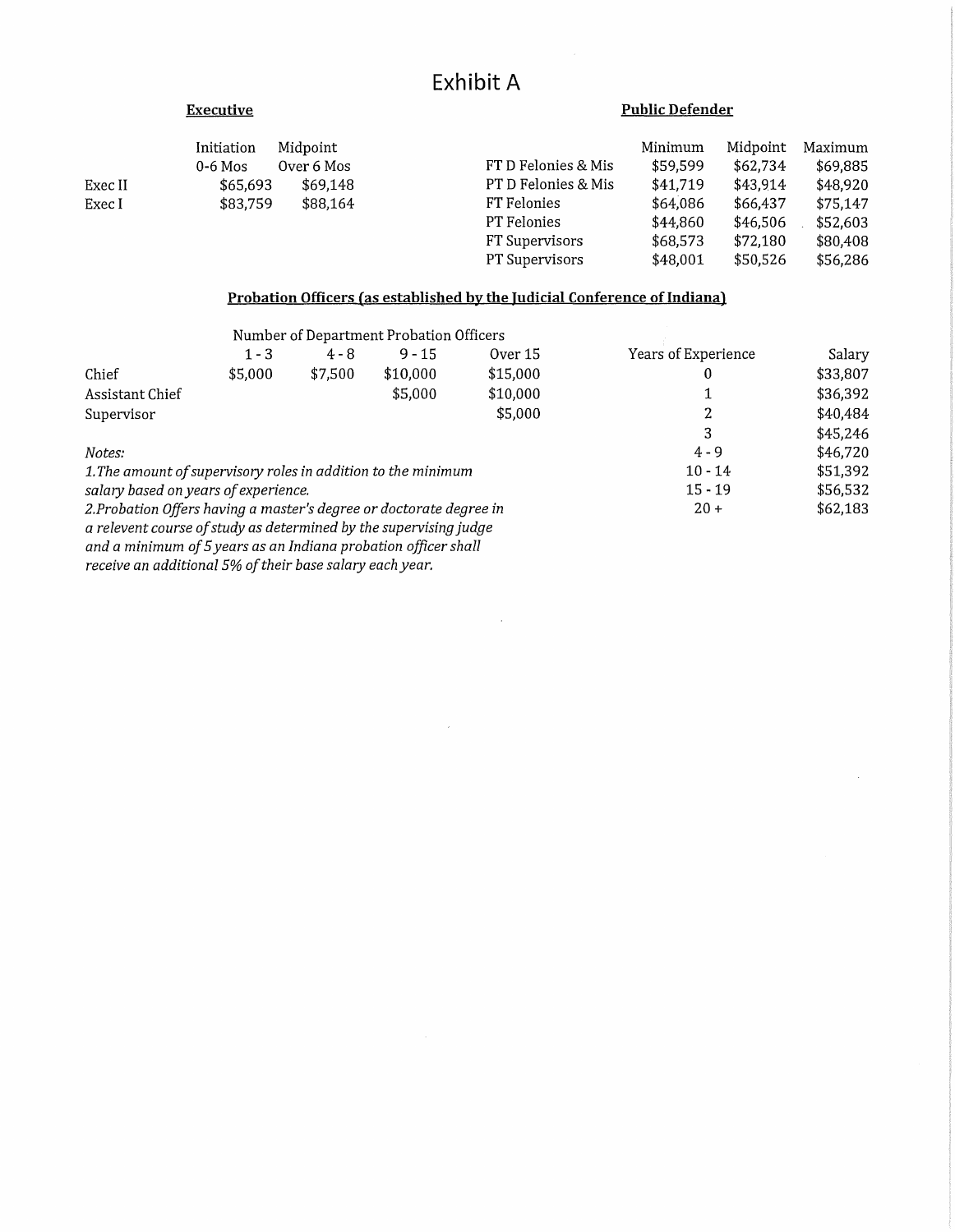# Exhibit A

## Executive

| | Initiation 0-6 Mos | Midpoint Over 6 Mos |
|---|---|---|
| Exec II | $65,693 | $69,148 |
| Exec I | $83,759 | $88,164 |

## Public Defender

| | Minimum | Midpoint | Maximum |
|---|---|---|---|
| FT D Felonies & Mis | $59,599 | $62,734 | $69,885 |
| PT D Felonies & Mis | $41,719 | $43,914 | $48,920 |
| FT Felonies | $64,086 | $66,437 | $75,147 |
| PT Felonies | $44,860 | $46,506 | $52,603 |
| FT Supervisors | $68,573 | $72,180 | $80,408 |
| PT Supervisors | $48,001 | $50,526 | $56,286 |

## Probation Officers (as established by the Judicial Conference of Indiana)

| | Number of Department Probation Officers | | | |
|---|---|---|---|---|
| | 1 - 3 | 4 - 8 | 9 - 15 | Over 15 |
| Chief | $5,000 | $7,500 | $10,000 | $15,000 |
| Assistant Chief | | | $5,000 | $10,000 |
| Supervisor | | | | $5,000 |

| Years of Experience | Salary |
|---|---|
| 0 | $33,807 |
| 1 | $36,392 |
| 2 | $40,484 |
| 3 | $45,246 |
| 4 - 9 | $46,720 |
| 10 - 14 | $51,392 |
| 15 - 19 | $56,532 |
| 20 + | $62,183 |

*Notes:*

*1.The amount of supervisory roles in addition to the minimum salary based on years of experience.*

*2.Probation Offers having a master's degree or doctorate degree in a relevent course of study as determined by the supervising judge and a minimum of 5 years as an Indiana probation officer shall receive an additional 5% of their base salary each year.*